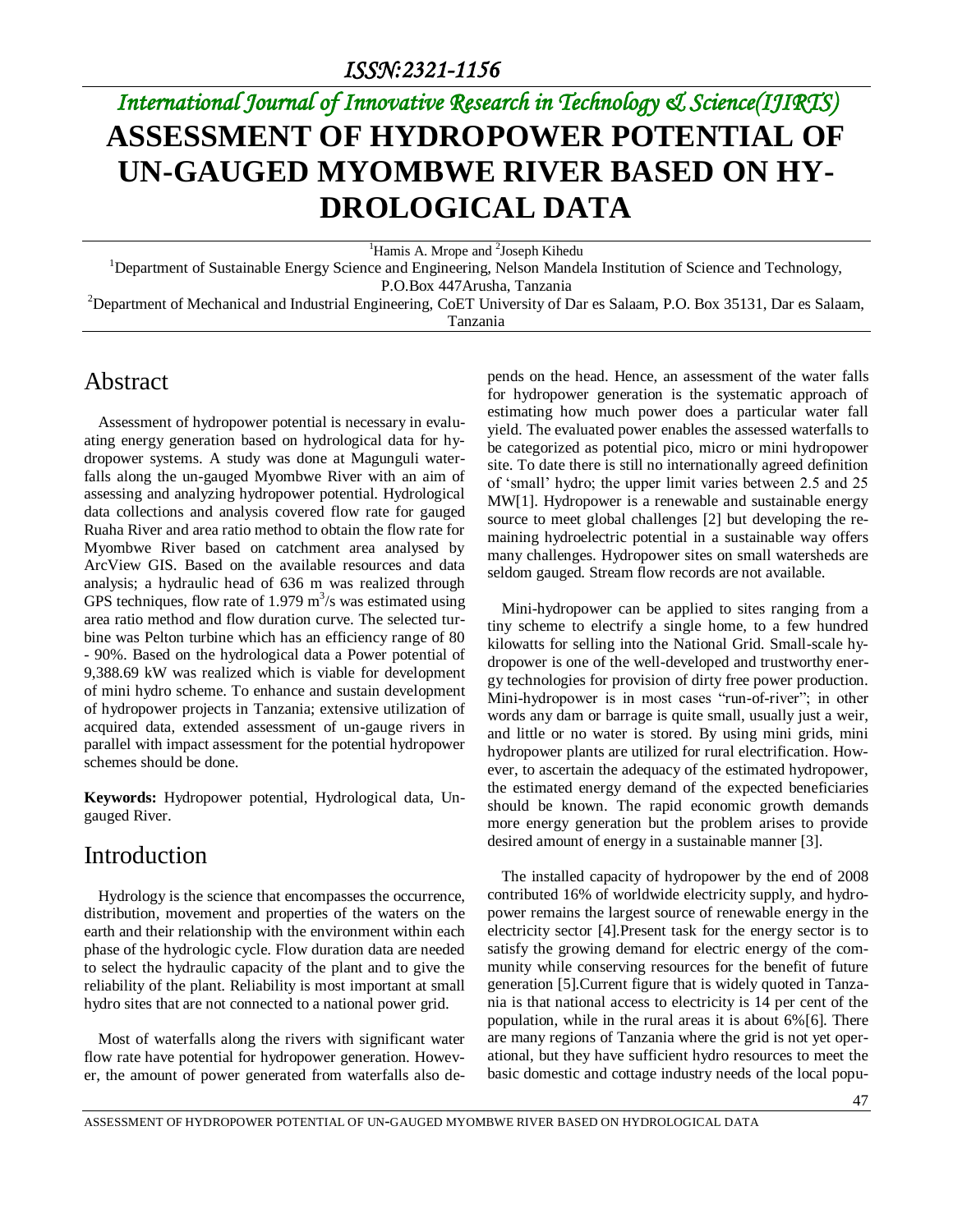*ISSN:2321-1156*

*International Journal of Innovative Research in Technology & Science(IJIRTS)*

# ASSESSMENT OF HYDROPOWER POTENTIAL OF UN-GAUGED MYOMBWE RIVER BASED ON HYDROLOGICAL DATA

[1]Hamis A. Mrope and [2]Joseph Kihedu

[1]Department of Sustainable Energy Science and Engineering, Nelson Mandela Institution of Science and Technology, P.O.Box 447Arusha, Tanzania

[2]Department of Mechanical and Industrial Engineering, CoET University of Dar es Salaam, P.O. Box 35131, Dar es Salaam, Tanzania

## Abstract

Assessment of hydropower potential is necessary in evaluating energy generation based on hydrological data for hydropower systems. A study was done at Magunguli waterfalls along the un-gauged Myombwe River with an aim of assessing and analyzing hydropower potential. Hydrological data collections and analysis covered flow rate for gauged Ruaha River and area ratio method to obtain the flow rate for Myombwe River based on catchment area analysed by ArcView GIS. Based on the available resources and data analysis; a hydraulic head of 636 m was realized through GPS techniques, flow rate of 1.979 $m^3$/s was estimated using area ratio method and flow duration curve. The selected turbine was Pelton turbine which has an efficiency range of 80 - 90%. Based on the hydrological data a Power potential of 9,388.69 kW was realized which is viable for development of mini hydro scheme. To enhance and sustain development of hydropower projects in Tanzania; extensive utilization of acquired data, extended assessment of un-gauge rivers in parallel with impact assessment for the potential hydropower schemes should be done.

**Keywords:** Hydropower potential, Hydrological data, Ungauged River.

## Introduction

Hydrology is the science that encompasses the occurrence, distribution, movement and properties of the waters on the earth and their relationship with the environment within each phase of the hydrologic cycle. Flow duration data are needed to select the hydraulic capacity of the plant and to give the reliability of the plant. Reliability is most important at small hydro sites that are not connected to a national power grid.

Most of waterfalls along the rivers with significant water flow rate have potential for hydropower generation. However, the amount of power generated from waterfalls also depends on the head. Hence, an assessment of the water falls for hydropower generation is the systematic approach of estimating how much power does a particular water fall yield. The evaluated power enables the assessed waterfalls to be categorized as potential pico, micro or mini hydropower site. To date there is still no internationally agreed definition of 'small' hydro; the upper limit varies between 2.5 and 25 MW[1]. Hydropower is a renewable and sustainable energy source to meet global challenges [2] but developing the remaining hydroelectric potential in a sustainable way offers many challenges. Hydropower sites on small watersheds are seldom gauged. Stream flow records are not available.

Mini-hydropower can be applied to sites ranging from a tiny scheme to electrify a single home, to a few hundred kilowatts for selling into the National Grid. Small-scale hydropower is one of the well-developed and trustworthy energy technologies for provision of dirty free power production. Mini-hydropower is in most cases "run-of-river"; in other words any dam or barrage is quite small, usually just a weir, and little or no water is stored. By using mini grids, mini hydropower plants are utilized for rural electrification. However, to ascertain the adequacy of the estimated hydropower, the estimated energy demand of the expected beneficiaries should be known. The rapid economic growth demands more energy generation but the problem arises to provide desired amount of energy in a sustainable manner [3].

The installed capacity of hydropower by the end of 2008 contributed 16% of worldwide electricity supply, and hydropower remains the largest source of renewable energy in the electricity sector [4].Present task for the energy sector is to satisfy the growing demand for electric energy of the community while conserving resources for the benefit of future generation [5].Current figure that is widely quoted in Tanzania is that national access to electricity is 14 per cent of the population, while in the rural areas it is about 6%[6]. There are many regions of Tanzania where the grid is not yet operational, but they have sufficient hydro resources to meet the basic domestic and cottage industry needs of the local popu-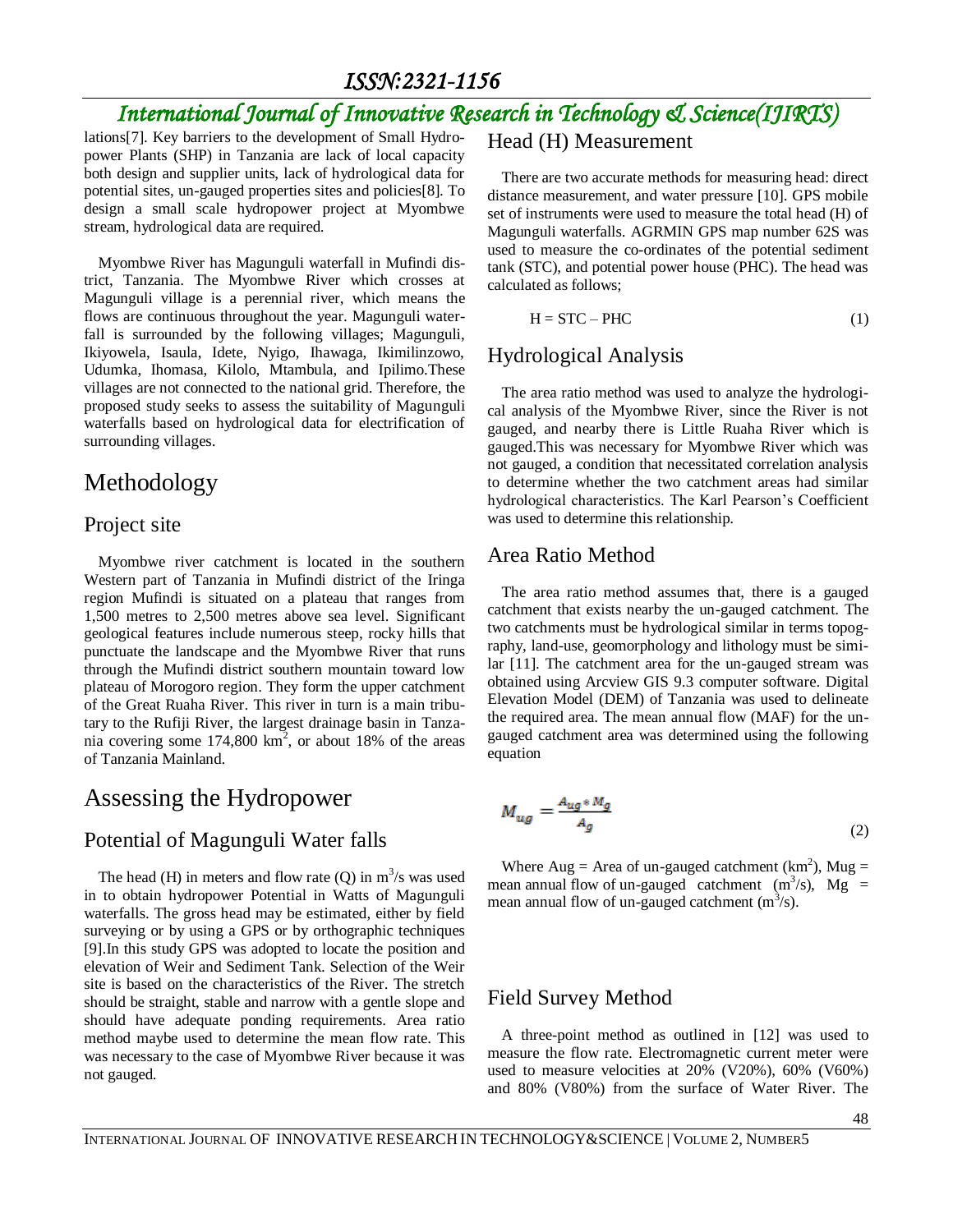lations[7]. Key barriers to the development of Small Hydropower Plants (SHP) in Tanzania are lack of local capacity both design and supplier units, lack of hydrological data for potential sites, un-gauged properties sites and policies[8]. To design a small scale hydropower project at Myombwe stream, hydrological data are required.

Myombwe River has Magunguli waterfall in Mufindi district, Tanzania. The Myombwe River which crosses at Magunguli village is a perennial river, which means the flows are continuous throughout the year. Magunguli waterfall is surrounded by the following villages; Magunguli, Ikiyowela, Isaula, Idete, Nyigo, Ihawaga, Ikimilinzowo, Udumka, Ihomasa, Kilolo, Mtambula, and Ipilimo.These villages are not connected to the national grid. Therefore, the proposed study seeks to assess the suitability of Magunguli waterfalls based on hydrological data for electrification of surrounding villages.

# Methodology

## Project site

Myombwe river catchment is located in the southern Western part of Tanzania in Mufindi district of the Iringa region Mufindi is situated on a plateau that ranges from 1,500 metres to 2,500 metres above sea level. Significant geological features include numerous steep, rocky hills that punctuate the landscape and the Myombwe River that runs through the Mufindi district southern mountain toward low plateau of Morogoro region. They form the upper catchment of the Great Ruaha River. This river in turn is a main tributary to the Rufiji River, the largest drainage basin in Tanzania covering some 174,800 km$^2$, or about 18% of the areas of Tanzania Mainland.

# Assessing the Hydropower

## Potential of Magunguli Water falls

The head (H) in meters and flow rate (Q) in m$^3$/s was used in to obtain hydropower Potential in Watts of Magunguli waterfalls. The gross head may be estimated, either by field surveying or by using a GPS or by orthographic techniques [9].In this study GPS was adopted to locate the position and elevation of Weir and Sediment Tank. Selection of the Weir site is based on the characteristics of the River. The stretch should be straight, stable and narrow with a gentle slope and should have adequate ponding requirements. Area ratio method maybe used to determine the mean flow rate. This was necessary to the case of Myombwe River because it was not gauged.

## Head (H) Measurement

There are two accurate methods for measuring head: direct distance measurement, and water pressure [10]. GPS mobile set of instruments were used to measure the total head (H) of Magunguli waterfalls. AGRMIN GPS map number 62S was used to measure the co-ordinates of the potential sediment tank (STC), and potential power house (PHC). The head was calculated as follows;

$$H = STC - PHC \tag{1}$$

## Hydrological Analysis

The area ratio method was used to analyze the hydrological analysis of the Myombwe River, since the River is not gauged, and nearby there is Little Ruaha River which is gauged.This was necessary for Myombwe River which was not gauged, a condition that necessitated correlation analysis to determine whether the two catchment areas had similar hydrological characteristics. The Karl Pearson's Coefficient was used to determine this relationship.

## Area Ratio Method

The area ratio method assumes that, there is a gauged catchment that exists nearby the un-gauged catchment. The two catchments must be hydrological similar in terms topography, land-use, geomorphology and lithology must be similar [11]. The catchment area for the un-gauged stream was obtained using Arcview GIS 9.3 computer software. Digital Elevation Model (DEM) of Tanzania was used to delineate the required area. The mean annual flow (MAF) for the un-gauged catchment area was determined using the following equation

$$M_{ug} = \frac{A_{ug} * M_g}{A_g} \tag{2}$$

Where Aug = Area of un-gauged catchment (km$^2$), Mug = mean annual flow of un-gauged catchment (m$^3$/s), Mg = mean annual flow of un-gauged catchment (m$^3$/s).

## Field Survey Method

A three-point method as outlined in [12] was used to measure the flow rate. Electromagnetic current meter were used to measure velocities at 20% (V20%), 60% (V60%) and 80% (V80%) from the surface of Water River. The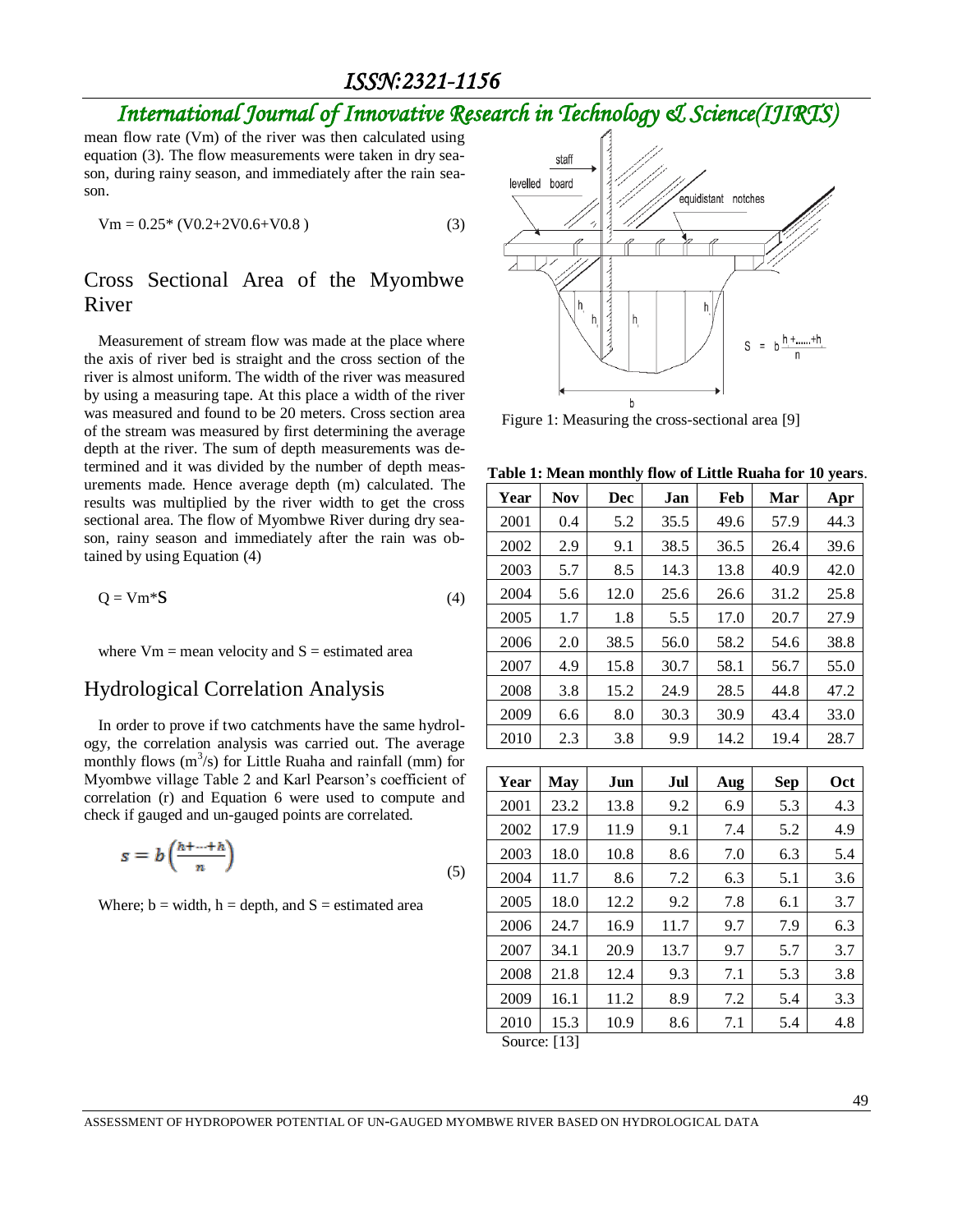mean flow rate (Vm) of the river was then calculated using equation (3). The flow measurements were taken in dry season, during rainy season, and immediately after the rain season.

$$V_m = 0.25*(V_{0.2}+2V_{0.6}+V_{0.8}) \quad (3)$$

## Cross Sectional Area of the Myombwe River

Measurement of stream flow was made at the place where the axis of river bed is straight and the cross section of the river is almost uniform. The width of the river was measured by using a measuring tape. At this place a width of the river was measured and found to be 20 meters. Cross section area of the stream was measured by first determining the average depth at the river. The sum of depth measurements was determined and it was divided by the number of depth measurements made. Hence average depth (m) calculated. The results was multiplied by the river width to get the cross sectional area. The flow of Myombwe River during dry season, rainy season and immediately after the rain was obtained by using Equation (4)

$$Q = V_m * \mathbf{S} \quad (4)$$

where Vm = mean velocity and S = estimated area

## Hydrological Correlation Analysis

In order to prove if two catchments have the same hydrology, the correlation analysis was carried out. The average monthly flows ($m^3/s$) for Little Ruaha and rainfall (mm) for Myombwe village Table 2 and Karl Pearson's coefficient of correlation (r) and Equation 6 were used to compute and check if gauged and un-gauged points are correlated.

$$s = b\left(\frac{h + \dots + h}{n}\right) \quad (5)$$

Where; b = width, h = depth, and S = estimated area

Figure 1: Measuring the cross-sectional area [9]

**Table 1: Mean monthly flow of Little Ruaha for 10 years**.

| Year | Nov | Dec | Jan | Feb | Mar | Apr |
|---|---|---|---|---|---|---|
| 2001 | 0.4 | 5.2 | 35.5 | 49.6 | 57.9 | 44.3 |
| 2002 | 2.9 | 9.1 | 38.5 | 36.5 | 26.4 | 39.6 |
| 2003 | 5.7 | 8.5 | 14.3 | 13.8 | 40.9 | 42.0 |
| 2004 | 5.6 | 12.0 | 25.6 | 26.6 | 31.2 | 25.8 |
| 2005 | 1.7 | 1.8 | 5.5 | 17.0 | 20.7 | 27.9 |
| 2006 | 2.0 | 38.5 | 56.0 | 58.2 | 54.6 | 38.8 |
| 2007 | 4.9 | 15.8 | 30.7 | 58.1 | 56.7 | 55.0 |
| 2008 | 3.8 | 15.2 | 24.9 | 28.5 | 44.8 | 47.2 |
| 2009 | 6.6 | 8.0 | 30.3 | 30.9 | 43.4 | 33.0 |
| 2010 | 2.3 | 3.8 | 9.9 | 14.2 | 19.4 | 28.7 |

| Year | May | Jun | Jul | Aug | Sep | Oct |
|---|---|---|---|---|---|---|
| 2001 | 23.2 | 13.8 | 9.2 | 6.9 | 5.3 | 4.3 |
| 2002 | 17.9 | 11.9 | 9.1 | 7.4 | 5.2 | 4.9 |
| 2003 | 18.0 | 10.8 | 8.6 | 7.0 | 6.3 | 5.4 |
| 2004 | 11.7 | 8.6 | 7.2 | 6.3 | 5.1 | 3.6 |
| 2005 | 18.0 | 12.2 | 9.2 | 7.8 | 6.1 | 3.7 |
| 2006 | 24.7 | 16.9 | 11.7 | 9.7 | 7.9 | 6.3 |
| 2007 | 34.1 | 20.9 | 13.7 | 9.7 | 5.7 | 3.7 |
| 2008 | 21.8 | 12.4 | 9.3 | 7.1 | 5.3 | 3.8 |
| 2009 | 16.1 | 11.2 | 8.9 | 7.2 | 5.4 | 3.3 |
| 2010 | 15.3 | 10.9 | 8.6 | 7.1 | 5.4 | 4.8 |

Source: [13]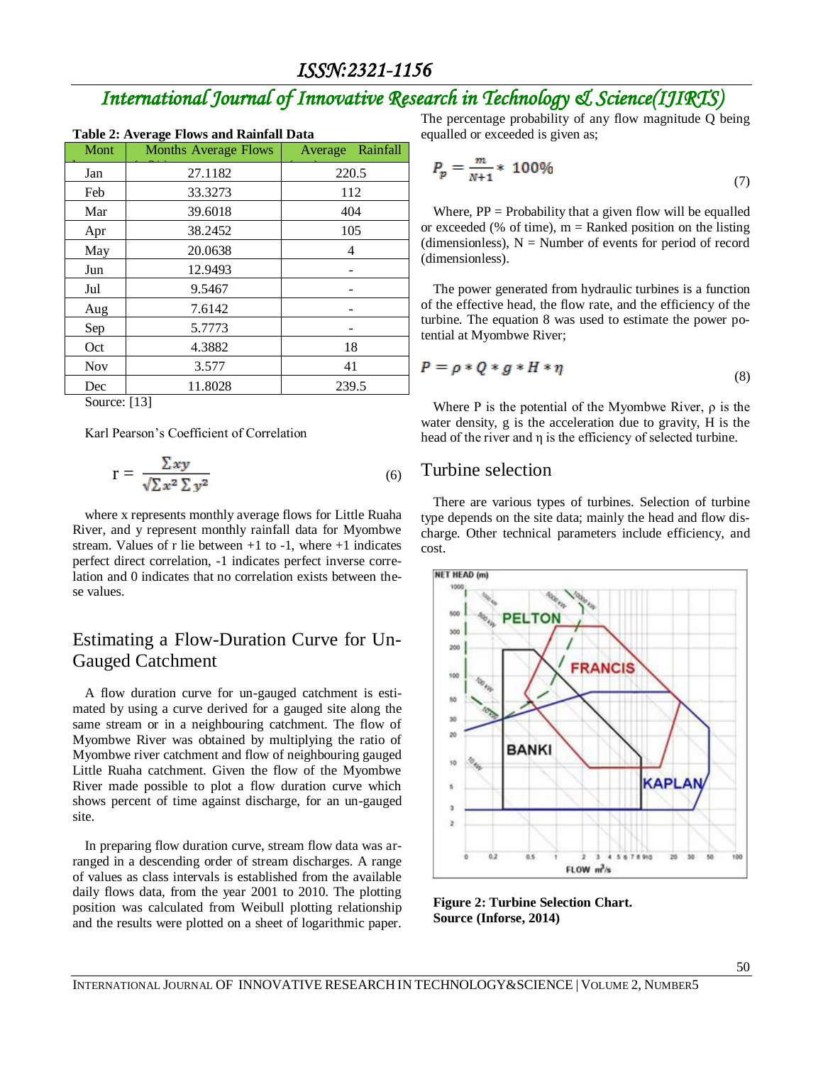**Table 2: Average Flows and Rainfall Data**

| Mont | Months Average Flows | Average Rainfall |
|---|---|---|
| Jan | 27.1182 | 220.5 |
| Feb | 33.3273 | 112 |
| Mar | 39.6018 | 404 |
| Apr | 38.2452 | 105 |
| May | 20.0638 | 4 |
| Jun | 12.9493 | - |
| Jul | 9.5467 | - |
| Aug | 7.6142 | - |
| Sep | 5.7773 | - |
| Oct | 4.3882 | 18 |
| Nov | 3.577 | 41 |
| Dec | 11.8028 | 239.5 |

Source: [13]

Karl Pearson's Coefficient of Correlation

$$r = \frac{\sum xy}{\sqrt{\sum x^2 \sum y^2}} \tag{6}$$

where x represents monthly average flows for Little Ruaha River, and y represent monthly rainfall data for Myombwe stream. Values of r lie between +1 to -1, where +1 indicates perfect direct correlation, -1 indicates perfect inverse correlation and 0 indicates that no correlation exists between these values.

## Estimating a Flow-Duration Curve for Un-Gauged Catchment

A flow duration curve for un-gauged catchment is estimated by using a curve derived for a gauged site along the same stream or in a neighbouring catchment. The flow of Myombwe River was obtained by multiplying the ratio of Myombwe river catchment and flow of neighbouring gauged Little Ruaha catchment. Given the flow of the Myombwe River made possible to plot a flow duration curve which shows percent of time against discharge, for an un-gauged site.

In preparing flow duration curve, stream flow data was arranged in a descending order of stream discharges. A range of values as class intervals is established from the available daily flows data, from the year 2001 to 2010. The plotting position was calculated from Weibull plotting relationship and the results were plotted on a sheet of logarithmic paper.

The percentage probability of any flow magnitude Q being equalled or exceeded is given as;

$$P_p = \frac{m}{N+1} * 100\% \tag{7}$$

Where, PP = Probability that a given flow will be equalled or exceeded (% of time), m = Ranked position on the listing (dimensionless), N = Number of events for period of record (dimensionless).

The power generated from hydraulic turbines is a function of the effective head, the flow rate, and the efficiency of the turbine. The equation 8 was used to estimate the power potential at Myombwe River;

$$P = \rho * Q * g * H * \eta \tag{8}$$

Where P is the potential of the Myombwe River, ρ is the water density, g is the acceleration due to gravity, H is the head of the river and η is the efficiency of selected turbine.

## Turbine selection

There are various types of turbines. Selection of turbine type depends on the site data; mainly the head and flow discharge. Other technical parameters include efficiency, and cost.

**Figure 2: Turbine Selection Chart.**
**Source (Inforse, 2014)**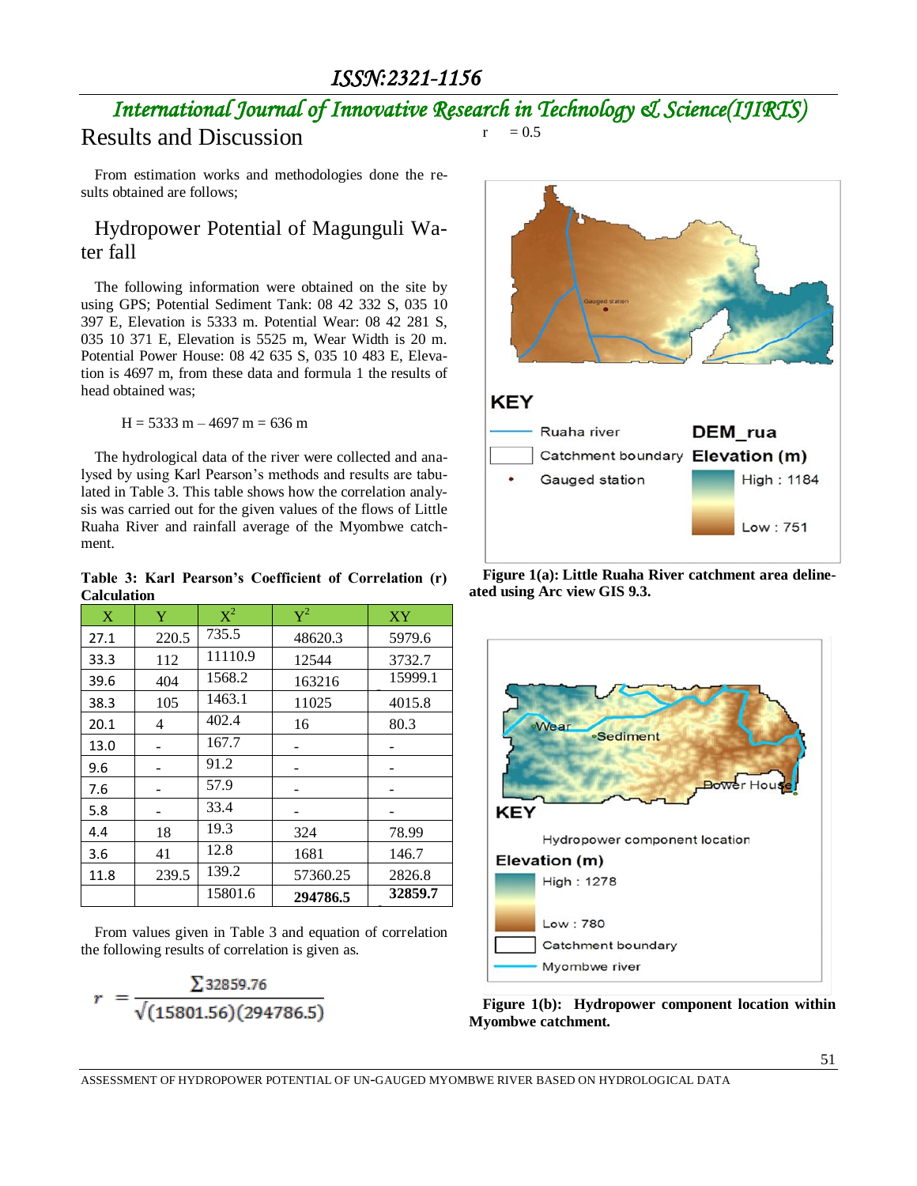## Results and Discussion

From estimation works and methodologies done the results obtained are follows;

### Hydropower Potential of Magunguli Water fall

The following information were obtained on the site by using GPS; Potential Sediment Tank: 08 42 332 S, 035 10 397 E, Elevation is 5333 m. Potential Wear: 08 42 281 S, 035 10 371 E, Elevation is 5525 m, Wear Width is 20 m. Potential Power House: 08 42 635 S, 035 10 483 E, Elevation is 4697 m, from these data and formula 1 the results of head obtained was;

$$H = 5333\text{ m} - 4697\text{ m} = 636\text{ m}$$

The hydrological data of the river were collected and analysed by using Karl Pearson's methods and results are tabulated in Table 3. This table shows how the correlation analysis was carried out for the given values of the flows of Little Ruaha River and rainfall average of the Myombwe catchment.

**Table 3: Karl Pearson's Coefficient of Correlation (r) Calculation**

| X | Y | $X^2$ | $Y^2$ | XY |
|---|---|---|---|---|
| 27.1 | 220.5 | 735.5 | 48620.3 | 5979.6 |
| 33.3 | 112 | 11110.9 | 12544 | 3732.7 |
| 39.6 | 404 | 1568.2 | 163216 | 15999.1 |
| 38.3 | 105 | 1463.1 | 11025 | 4015.8 |
| 20.1 | 4 | 402.4 | 16 | 80.3 |
| 13.0 | - | 167.7 | - | - |
| 9.6 | - | 91.2 | - | - |
| 7.6 | - | 57.9 | - | - |
| 5.8 | - | 33.4 | - | - |
| 4.4 | 18 | 19.3 | 324 | 78.99 |
| 3.6 | 41 | 12.8 | 1681 | 146.7 |
| 11.8 | 239.5 | 139.2 | 57360.25 | 2826.8 |
| | | 15801.6 | **294786.5** | **32859.7** |

From values given in Table 3 and equation of correlation the following results of correlation is given as.

$$r = \frac{\sum 32859.76}{\sqrt{(15801.56)(294786.5)}}$$

$$r = 0.5$$

**Figure 1(a): Little Ruaha River catchment area delineated using Arc view GIS 9.3.**

**Figure 1(b): Hydropower component location within Myombwe catchment.**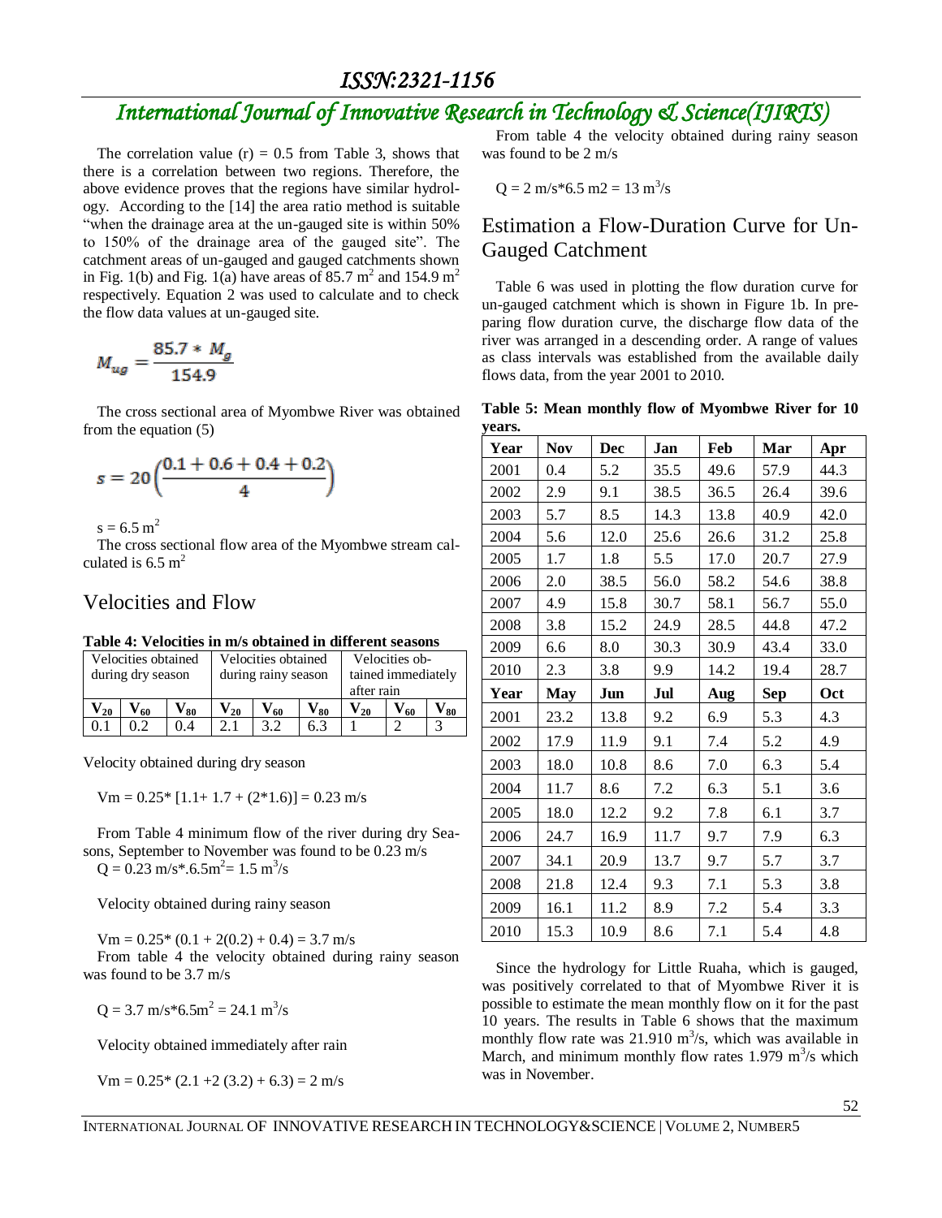The correlation value (r) = 0.5 from Table 3, shows that there is a correlation between two regions. Therefore, the above evidence proves that the regions have similar hydrology. According to the [14] the area ratio method is suitable "when the drainage area at the un-gaged site is within 50% to 150% of the drainage area of the gauged site". The catchment areas of un-gauged and gauged catchments shown in Fig. 1(b) and Fig. 1(a) have areas of 85.7 $m^2$ and 154.9 $m^2$ respectively. Equation 2 was used to calculate and to check the flow data values at un-gauged site.

$$M_{ug} = \frac{85.7 * M_g}{154.9}$$

The cross sectional area of Myombwe River was obtained from the equation (5)

$$s = 20\left(\frac{0.1 + 0.6 + 0.4 + 0.2}{4}\right)$$

s = 6.5 $m^2$

The cross sectional flow area of the Myombwe stream calculated is 6.5 $m^2$

## Velocities and Flow

**Table 4: Velocities in m/s obtained in different seasons**

| Velocities obtained during dry season | | | Velocities obtained during rainy season | | | Velocities obtained immediately after rain | | |
|---|---|---|---|---|---|---|---|---|
| $V_{20}$ | $V_{60}$ | $V_{80}$ | $V_{20}$ | $V_{60}$ | $V_{80}$ | $V_{20}$ | $V_{60}$ | $V_{80}$ |
| 0.1 | 0.2 | 0.4 | 2.1 | 3.2 | 6.3 | 1 | 2 | 3 |

Velocity obtained during dry season

$V_m = 0.25 * [1.1 + 1.7 + (2*1.6)] = 0.23$ m/s

From Table 4 minimum flow of the river during dry Seasons, September to November was found to be 0.23 m/s

$Q = 0.23 \text{ m/s} * 6.5\text{m}^2 = 1.5 \text{ m}^3/\text{s}$

Velocity obtained during rainy season

$V_m = 0.25 * (0.1 + 2(0.2) + 0.4) = 3.7$ m/s

From table 4 the velocity obtained during rainy season was found to be 3.7 m/s

$Q = 3.7 \text{ m/s} * 6.5\text{m}^2 = 24.1 \text{ m}^3/\text{s}$

Velocity obtained immediately after rain

$V_m = 0.25 * (2.1 + 2(3.2) + 6.3) = 2$ m/s

From table 4 the velocity obtained during rainy season was found to be 2 m/s

$Q = 2 \text{ m/s} * 6.5 \text{ m2} = 13 \text{ m}^3/\text{s}$

## Estimation a Flow-Duration Curve for Un-Gauged Catchment

Table 6 was used in plotting the flow duration curve for un-gauged catchment which is shown in Figure 1b. In preparing flow duration curve, the discharge flow data of the river was arranged in a descending order. A range of values as class intervals was established from the available daily flows data, from the year 2001 to 2010.

**Table 5: Mean monthly flow of Myombwe River for 10 years.**

| Year | Nov | Dec | Jan | Feb | Mar | Apr |
|---|---|---|---|---|---|---|
| 2001 | 0.4 | 5.2 | 35.5 | 49.6 | 57.9 | 44.3 |
| 2002 | 2.9 | 9.1 | 38.5 | 36.5 | 26.4 | 39.6 |
| 2003 | 5.7 | 8.5 | 14.3 | 13.8 | 40.9 | 42.0 |
| 2004 | 5.6 | 12.0 | 25.6 | 26.6 | 31.2 | 25.8 |
| 2005 | 1.7 | 1.8 | 5.5 | 17.0 | 20.7 | 27.9 |
| 2006 | 2.0 | 38.5 | 56.0 | 58.2 | 54.6 | 38.8 |
| 2007 | 4.9 | 15.8 | 30.7 | 58.1 | 56.7 | 55.0 |
| 2008 | 3.8 | 15.2 | 24.9 | 28.5 | 44.8 | 47.2 |
| 2009 | 6.6 | 8.0 | 30.3 | 30.9 | 43.4 | 33.0 |
| 2010 | 2.3 | 3.8 | 9.9 | 14.2 | 19.4 | 28.7 |
| **Year** | **May** | **Jun** | **Jul** | **Aug** | **Sep** | **Oct** |
| 2001 | 23.2 | 13.8 | 9.2 | 6.9 | 5.3 | 4.3 |
| 2002 | 17.9 | 11.9 | 9.1 | 7.4 | 5.2 | 4.9 |
| 2003 | 18.0 | 10.8 | 8.6 | 7.0 | 6.3 | 5.4 |
| 2004 | 11.7 | 8.6 | 7.2 | 6.3 | 5.1 | 3.6 |
| 2005 | 18.0 | 12.2 | 9.2 | 7.8 | 6.1 | 3.7 |
| 2006 | 24.7 | 16.9 | 11.7 | 9.7 | 7.9 | 6.3 |
| 2007 | 34.1 | 20.9 | 13.7 | 9.7 | 5.7 | 3.7 |
| 2008 | 21.8 | 12.4 | 9.3 | 7.1 | 5.3 | 3.8 |
| 2009 | 16.1 | 11.2 | 8.9 | 7.2 | 5.4 | 3.3 |
| 2010 | 15.3 | 10.9 | 8.6 | 7.1 | 5.4 | 4.8 |

Since the hydrology for Little Ruaha, which is gauged, was positively correlated to that of Myombwe River it is possible to estimate the mean monthly flow on it for the past 10 years. The results in Table 6 shows that the maximum monthly flow rate was 21.910 $m^3$/s, which was available in March, and minimum monthly flow rates 1.979 $m^3$/s which was in November.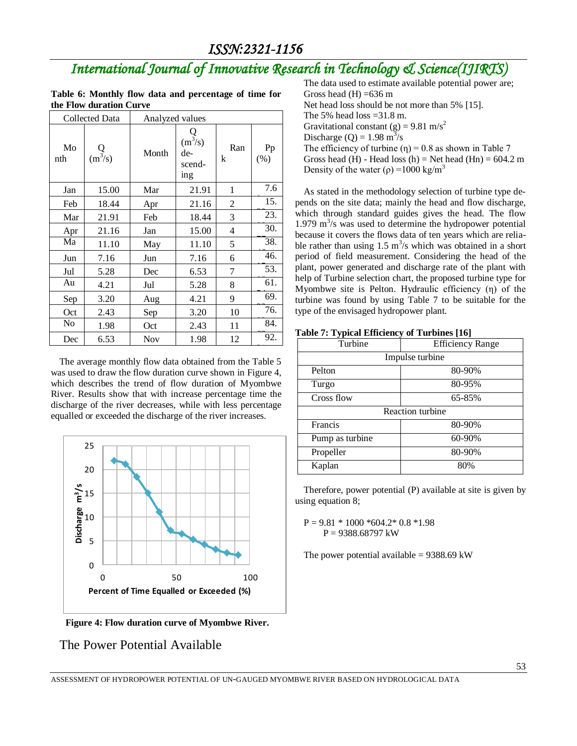**Table 6: Monthly flow data and percentage of time for the Flow duration Curve**

| Collected Data | | Analyzed values | | | |
|---|---|---|---|---|---|
| Month | Q ($m^3$/s) | Month | Q ($m^3$/s) descending | Rank | Pp (%) |
| Jan | 15.00 | Mar | 21.91 | 1 | 7.6 |
| Feb | 18.44 | Apr | 21.16 | 2 | 15. |
| Mar | 21.91 | Feb | 18.44 | 3 | 23. |
| Apr | 21.16 | Jan | 15.00 | 4 | 30. |
| Ma | 11.10 | May | 11.10 | 5 | 38. |
| Jun | 7.16 | Jun | 7.16 | 6 | 46. |
| Jul | 5.28 | Dec | 6.53 | 7 | 53. |
| Au | 4.21 | Jul | 5.28 | 8 | 61. |
| Sep | 3.20 | Aug | 4.21 | 9 | 69. |
| Oct | 2.43 | Sep | 3.20 | 10 | 76. |
| No | 1.98 | Oct | 2.43 | 11 | 84. |
| Dec | 6.53 | Nov | 1.98 | 12 | 92. |

The average monthly flow data obtained from the Table 5 was used to draw the flow duration curve shown in Figure 4, which describes the trend of flow duration of Myombwe River. Results show that with increase percentage time the discharge of the river decreases, while with less percentage equalled or exceeded the discharge of the river increases.

**Figure 4: Flow duration curve of Myombwe River.**

## The Power Potential Available

The data used to estimate available potential power are;
Gross head (H) =636 m
Net head loss should be not more than 5% [15].
The 5% head loss =31.8 m.
Gravitational constant (g) = 9.81 $m/s^2$
Discharge (Q) = 1.98 $m^3$/s
The efficiency of turbine ($\eta$) = 0.8 as shown in Table 7
Gross head (H) - Head loss (h) = Net head (Hn) = 604.2 m
Density of the water ($\rho$) =1000 $kg/m^3$

As stated in the methodology selection of turbine type depends on the site data; mainly the head and flow discharge, which through standard guides gives the head. The flow 1.979 $m^3$/s was used to determine the hydropower potential because it covers the flows data of ten years which are reliable rather than using 1.5 $m^3$/s which was obtained in a short period of field measurement. Considering the head of the plant, power generated and discharge rate of the plant with help of Turbine selection chart, the proposed turbine type for Myombwe site is Pelton. Hydraulic efficiency ($\eta$) of the turbine was found by using Table 7 to be suitable for the type of the envisaged hydropower plant.

**Table 7: Typical Efficiency of Turbines [16]**

| Turbine | Efficiency Range |
|---|---|
| Impulse turbine | |
| Pelton | 80-90% |
| Turgo | 80-95% |
| Cross flow | 65-85% |
| Reaction turbine | |
| Francis | 80-90% |
| Pump as turbine | 60-90% |
| Propeller | 80-90% |
| Kaplan | 80% |

Therefore, power potential (P) available at site is given by using equation 8;

$$P = 9.81 * 1000 * 604.2 * 0.8 * 1.98$$
$$P = 9388.68797 \text{ kW}$$

The power potential available = 9388.69 kW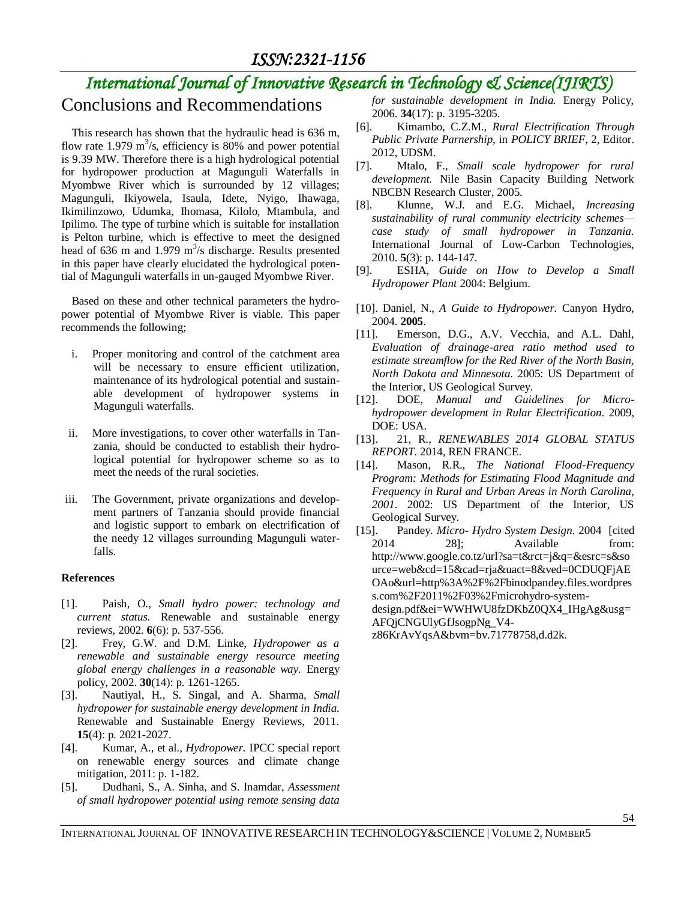## Conclusions and Recommendations

This research has shown that the hydraulic head is 636 m, flow rate 1.979 $m^3/s$, efficiency is 80% and power potential is 9.39 MW. Therefore there is a high hydrological potential for hydropower production at Magunguli Waterfalls in Myombwe River which is surrounded by 12 villages; Magunguli, Ikiyowela, Isaula, Idete, Nyigo, Ihawaga, Ikimilinzowo, Udumka, Ihomasa, Kilolo, Mtambula, and Ipilimo. The type of turbine which is suitable for installation is Pelton turbine, which is effective to meet the designed head of 636 m and 1.979 $m^3/s$ discharge. Results presented in this paper have clearly elucidated the hydrological potential of Magunguli waterfalls in un-gauged Myombwe River.

Based on these and other technical parameters the hydropower potential of Myombwe River is viable. This paper recommends the following;

i. Proper monitoring and control of the catchment area will be necessary to ensure efficient utilization, maintenance of its hydrological potential and sustainable development of hydropower systems in Magunguli waterfalls.

ii. More investigations, to cover other waterfalls in Tanzania, should be conducted to establish their hydrological potential for hydropower scheme so as to meet the needs of the rural societies.

iii. The Government, private organizations and development partners of Tanzania should provide financial and logistic support to embark on electrification of the needy 12 villages surrounding Magunguli waterfalls.

### References

[1]. Paish, O., *Small hydro power: technology and current status.* Renewable and sustainable energy reviews, 2002. **6**(6): p. 537-556.

[2]. Frey, G.W. and D.M. Linke, *Hydropower as a renewable and sustainable energy resource meeting global energy challenges in a reasonable way.* Energy policy, 2002. **30**(14): p. 1261-1265.

[3]. Nautiyal, H., S. Singal, and A. Sharma, *Small hydropower for sustainable energy development in India.* Renewable and Sustainable Energy Reviews, 2011. **15**(4): p. 2021-2027.

[4]. Kumar, A., et al., *Hydropower.* IPCC special report on renewable energy sources and climate change mitigation, 2011: p. 1-182.

[5]. Dudhani, S., A. Sinha, and S. Inamdar, *Assessment of small hydropower potential using remote sensing data for sustainable development in India.* Energy Policy, 2006. **34**(17): p. 3195-3205.

[6]. Kimambo, C.Z.M., *Rural Electrification Through Public Private Parnership*, in *POLICY BRIEF*, 2, Editor. 2012, UDSM.

[7]. Mtalo, F., *Small scale hydropower for rural development.* Nile Basin Capacity Building Network NBCBN Research Cluster, 2005.

[8]. Klunne, W.J. and E.G. Michael, *Increasing sustainability of rural community electricity schemes—case study of small hydropower in Tanzania.* International Journal of Low-Carbon Technologies, 2010. **5**(3): p. 144-147.

[9]. ESHA, *Guide on How to Develop a Small Hydropower Plant* 2004: Belgium.

[10]. Daniel, N., *A Guide to Hydropower.* Canyon Hydro, 2004. **2005**.

[11]. Emerson, D.G., A.V. Vecchia, and A.L. Dahl, *Evaluation of drainage-area ratio method used to estimate streamflow for the Red River of the North Basin, North Dakota and Minnesota.* 2005: US Department of the Interior, US Geological Survey.

[12]. DOE, *Manual and Guidelines for Micro-hydropower development in Rular Electrification*. 2009, DOE: USA.

[13]. 21, R., *RENEWABLES 2014 GLOBAL STATUS REPORT*. 2014, REN FRANCE.

[14]. Mason, R.R., *The National Flood-Frequency Program: Methods for Estimating Flood Magnitude and Frequency in Rural and Urban Areas in North Carolina, 2001*. 2002: US Department of the Interior, US Geological Survey.

[15]. Pandey. *Micro- Hydro System Design*. 2004 [cited 2014 28]; Available from: http://www.google.co.tz/url?sa=t&rct=j&q=&esrc=s&source=web&cd=15&cad=rja&uact=8&ved=0CDUQFjAEOAo&url=http%3A%2F%2Fbinodpandey.files.wordpress.com%2F2011%2F03%2Fmicrohydro-system-design.pdf&ei=WWHWU8fzDKbZ0QX4_IHgAg&usg=AFQjCNGUlyGfJsogpNg_V4-z86KrAvYqsA&bvm=bv.71778758,d.d2k.